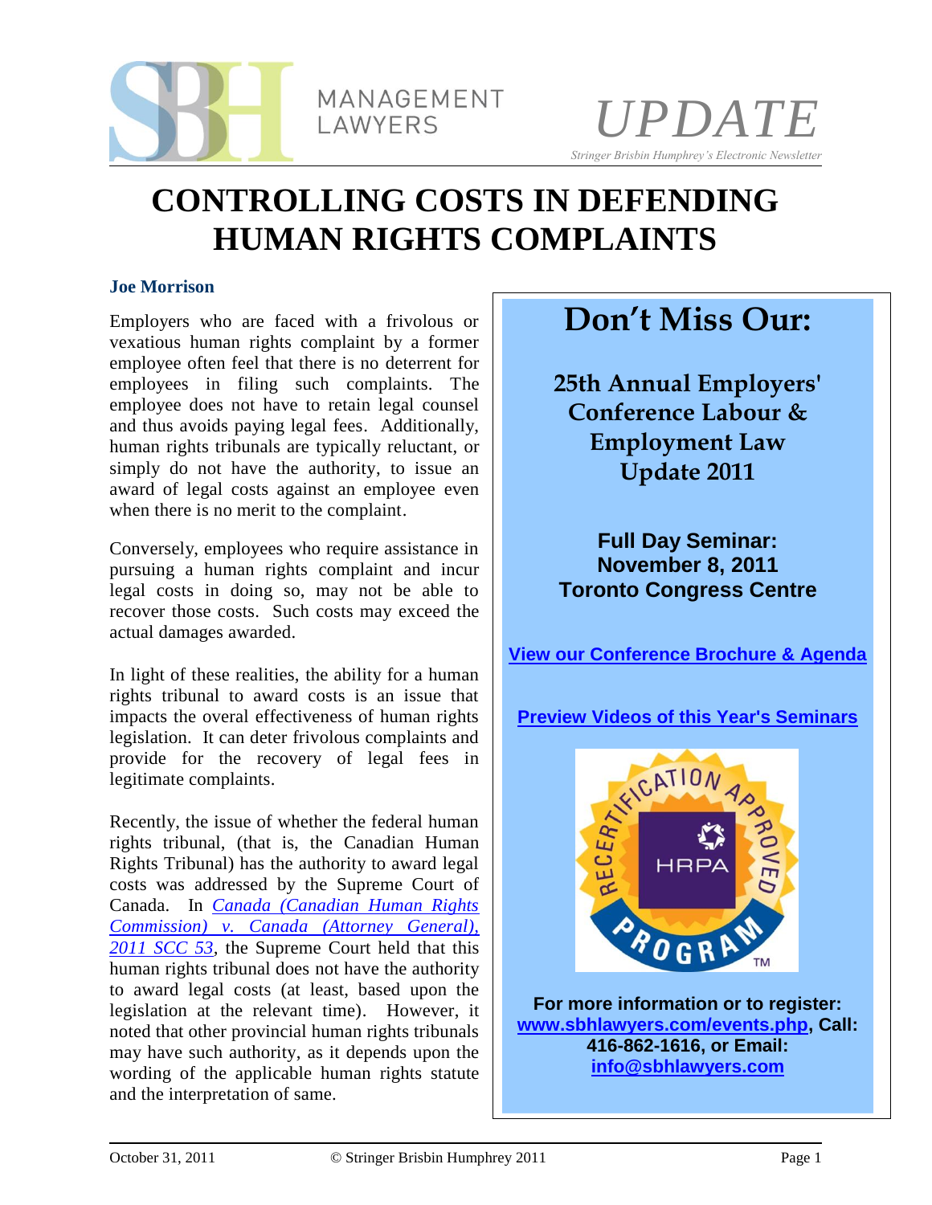MANAGEMENT LAWYERS

*UPDATE*

*Stringer Brisbin Humphrey's Electronic Newsletter*

# CONTROLLING COSTS IN DEFENDING HUMAN RIGHTS COMPLAINTS

**Joe Morrison**

Employers who are faced with a frivolous or vexatious human rights complaint by a former employee often feel that there is no deterrent for employees in filing such complaints. The employee does not have to retain legal counsel and thus avoids paying legal fees. Additionally, human rights tribunals are typically reluctant, or simply do not have the authority, to issue an award of legal costs against an employee even when there is no merit to the complaint.

Conversely, employees who require assistance in pursuing a human rights complaint and incur legal costs in doing so, may not be able to recover those costs. Such costs may exceed the actual damages awarded.

In light of these realities, the ability for a human rights tribunal to award costs is an issue that impacts the overal effectiveness of human rights legislation. It can deter frivolous complaints and provide for the recovery of legal fees in legitimate complaints.

Recently, the issue of whether the federal human rights tribunal, (that is, the Canadian Human Rights Tribunal) has the authority to award legal costs was addressed by the Supreme Court of Canada. In *Canada (Canadian Human Rights Commission) v. Canada (Attorney General), 2011 SCC 53*, the Supreme Court held that this human rights tribunal does not have the authority to award legal costs (at least, based upon the legislation at the relevant time). However, it noted that other provincial human rights tribunals may have such authority, as it depends upon the wording of the applicable human rights statute and the interpretation of same.

## Don't Miss Our:

**25th Annual Employers' Conference Labour & Employment Law Update 2011**

**Full Day Seminar:**
**November 8, 2011**
**Toronto Congress Centre**

**View our Conference Brochure & Agenda**

**Preview Videos of this Year's Seminars**

RECERTIFICATION APPROVED HRPA PROGRAM™

**For more information or to register: www.sbhlawyers.com/events.php, Call: 416-862-1616, or Email: info@sbhlawyers.com**

October 31, 2011 © Stringer Brisbin Humphrey 2011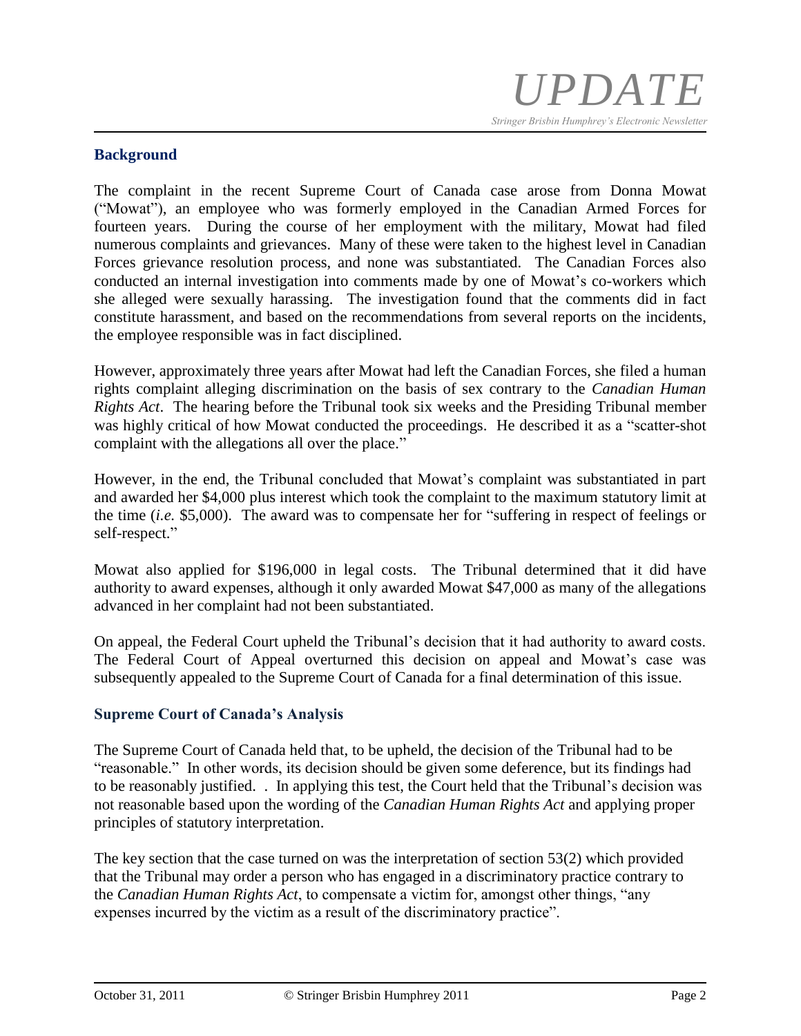## Background

The complaint in the recent Supreme Court of Canada case arose from Donna Mowat ("Mowat"), an employee who was formerly employed in the Canadian Armed Forces for fourteen years. During the course of her employment with the military, Mowat had filed numerous complaints and grievances. Many of these were taken to the highest level in Canadian Forces grievance resolution process, and none was substantiated. The Canadian Forces also conducted an internal investigation into comments made by one of Mowat's co-workers which she alleged were sexually harassing. The investigation found that the comments did in fact constitute harassment, and based on the recommendations from several reports on the incidents, the employee responsible was in fact disciplined.

However, approximately three years after Mowat had left the Canadian Forces, she filed a human rights complaint alleging discrimination on the basis of sex contrary to the *Canadian Human Rights Act*. The hearing before the Tribunal took six weeks and the Presiding Tribunal member was highly critical of how Mowat conducted the proceedings. He described it as a "scatter-shot complaint with the allegations all over the place."

However, in the end, the Tribunal concluded that Mowat's complaint was substantiated in part and awarded her $4,000 plus interest which took the complaint to the maximum statutory limit at the time (*i.e.* $5,000). The award was to compensate her for "suffering in respect of feelings or self-respect."

Mowat also applied for $196,000 in legal costs. The Tribunal determined that it did have authority to award expenses, although it only awarded Mowat $47,000 as many of the allegations advanced in her complaint had not been substantiated.

On appeal, the Federal Court upheld the Tribunal's decision that it had authority to award costs. The Federal Court of Appeal overturned this decision on appeal and Mowat's case was subsequently appealed to the Supreme Court of Canada for a final determination of this issue.

## Supreme Court of Canada's Analysis

The Supreme Court of Canada held that, to be upheld, the decision of the Tribunal had to be "reasonable." In other words, its decision should be given some deference, but its findings had to be reasonably justified. . In applying this test, the Court held that the Tribunal's decision was not reasonable based upon the wording of the *Canadian Human Rights Act* and applying proper principles of statutory interpretation.

The key section that the case turned on was the interpretation of section 53(2) which provided that the Tribunal may order a person who has engaged in a discriminatory practice contrary to the *Canadian Human Rights Act*, to compensate a victim for, amongst other things, "any expenses incurred by the victim as a result of the discriminatory practice".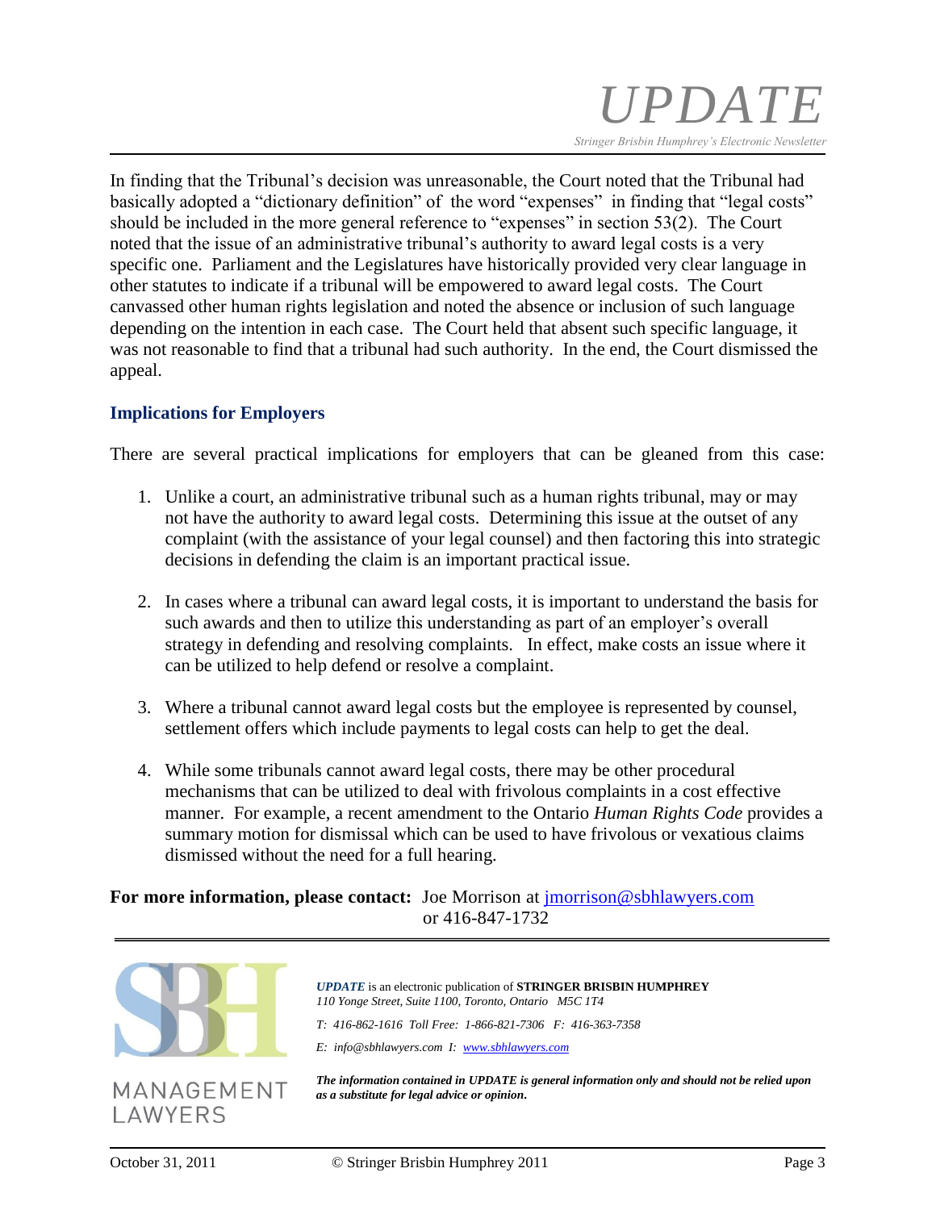In finding that the Tribunal's decision was unreasonable, the Court noted that the Tribunal had basically adopted a "dictionary definition" of the word "expenses" in finding that "legal costs" should be included in the more general reference to "expenses" in section 53(2). The Court noted that the issue of an administrative tribunal's authority to award legal costs is a very specific one. Parliament and the Legislatures have historically provided very clear language in other statutes to indicate if a tribunal will be empowered to award legal costs. The Court canvassed other human rights legislation and noted the absence or inclusion of such language depending on the intention in each case. The Court held that absent such specific language, it was not reasonable to find that a tribunal had such authority. In the end, the Court dismissed the appeal.

### Implications for Employers

There are several practical implications for employers that can be gleaned from this case:

1. Unlike a court, an administrative tribunal such as a human rights tribunal, may or may not have the authority to award legal costs. Determining this issue at the outset of any complaint (with the assistance of your legal counsel) and then factoring this into strategic decisions in defending the claim is an important practical issue.

2. In cases where a tribunal can award legal costs, it is important to understand the basis for such awards and then to utilize this understanding as part of an employer's overall strategy in defending and resolving complaints. In effect, make costs an issue where it can be utilized to help defend or resolve a complaint.

3. Where a tribunal cannot award legal costs but the employee is represented by counsel, settlement offers which include payments to legal costs can help to get the deal.

4. While some tribunals cannot award legal costs, there may be other procedural mechanisms that can be utilized to deal with frivolous complaints in a cost effective manner. For example, a recent amendment to the Ontario *Human Rights Code* provides a summary motion for dismissal which can be used to have frivolous or vexatious claims dismissed without the need for a full hearing.

**For more information, please contact:** Joe Morrison at jmorrison@sbhlawyers.com or 416-847-1732

---

MANAGEMENT LAWYERS

***UPDATE*** is an electronic publication of **STRINGER BRISBIN HUMPHREY**
*110 Yonge Street, Suite 1100, Toronto, Ontario M5C 1T4*

*T: 416-862-1616 Toll Free: 1-866-821-7306 F: 416-363-7358*

*E: info@sbhlawyers.com I: www.sbhlawyers.com*

***The information contained in UPDATE is general information only and should not be relied upon as a substitute for legal advice or opinion.***